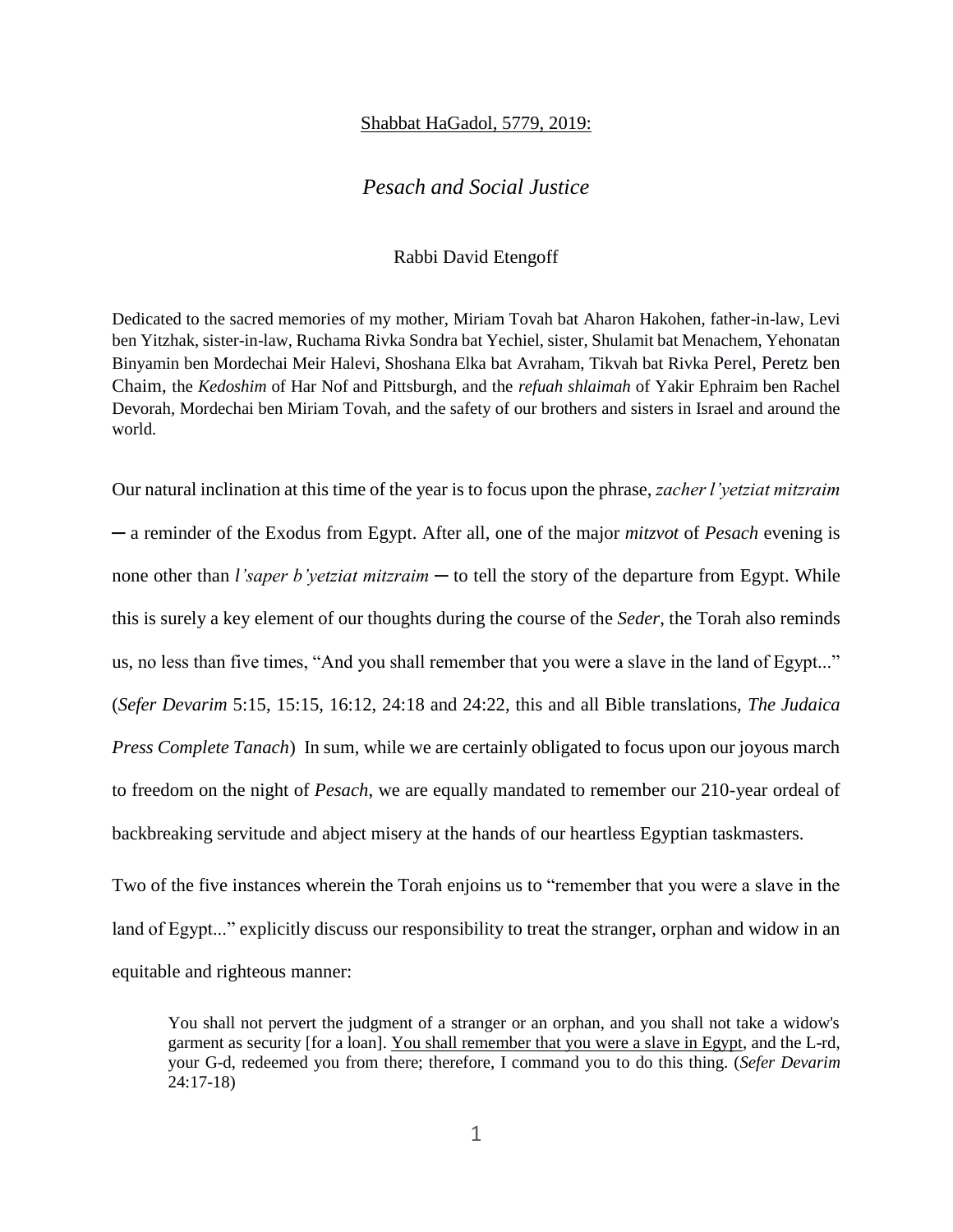<u>Shabbat HaGadol, 5779, 2019:</u>

# *Pesach and Social Justice*

Rabbi David Etengoff

Dedicated to the sacred memories of my mother, Miriam Tovah bat Aharon Hakohen, father-in-law, Levi ben Yitzhak, sister-in-law, Ruchama Rivka Sondra bat Yechiel, sister, Shulamit bat Menachem, Yehonatan Binyamin ben Mordechai Meir Halevi, Shoshana Elka bat Avraham, Tikvah bat Rivka Perel, Peretz ben Chaim, the *Kedoshim* of Har Nof and Pittsburgh, and the *refuah shlaimah* of Yakir Ephraim ben Rachel Devorah, Mordechai ben Miriam Tovah, and the safety of our brothers and sisters in Israel and around the world.

Our natural inclination at this time of the year is to focus upon the phrase, *zacher l'yetziat mitzraim* ─ a reminder of the Exodus from Egypt. After all, one of the major *mitzvot* of *Pesach* evening is none other than *l'saper b'yetziat mitzraim* ─ to tell the story of the departure from Egypt. While this is surely a key element of our thoughts during the course of the *Seder*, the Torah also reminds us, no less than five times, "And you shall remember that you were a slave in the land of Egypt..." (*Sefer Devarim* 5:15, 15:15, 16:12, 24:18 and 24:22, this and all Bible translations, *The Judaica Press Complete Tanach*) In sum, while we are certainly obligated to focus upon our joyous march to freedom on the night of *Pesach*, we are equally mandated to remember our 210-year ordeal of backbreaking servitude and abject misery at the hands of our heartless Egyptian taskmasters.

Two of the five instances wherein the Torah enjoins us to "remember that you were a slave in the land of Egypt..." explicitly discuss our responsibility to treat the stranger, orphan and widow in an equitable and righteous manner:

> You shall not pervert the judgment of a stranger or an orphan, and you shall not take a widow's garment as security [for a loan]. <u>You shall remember that you were a slave in Egypt</u>, and the L-rd, your G-d, redeemed you from there; therefore, I command you to do this thing. (*Sefer Devarim* 24:17-18)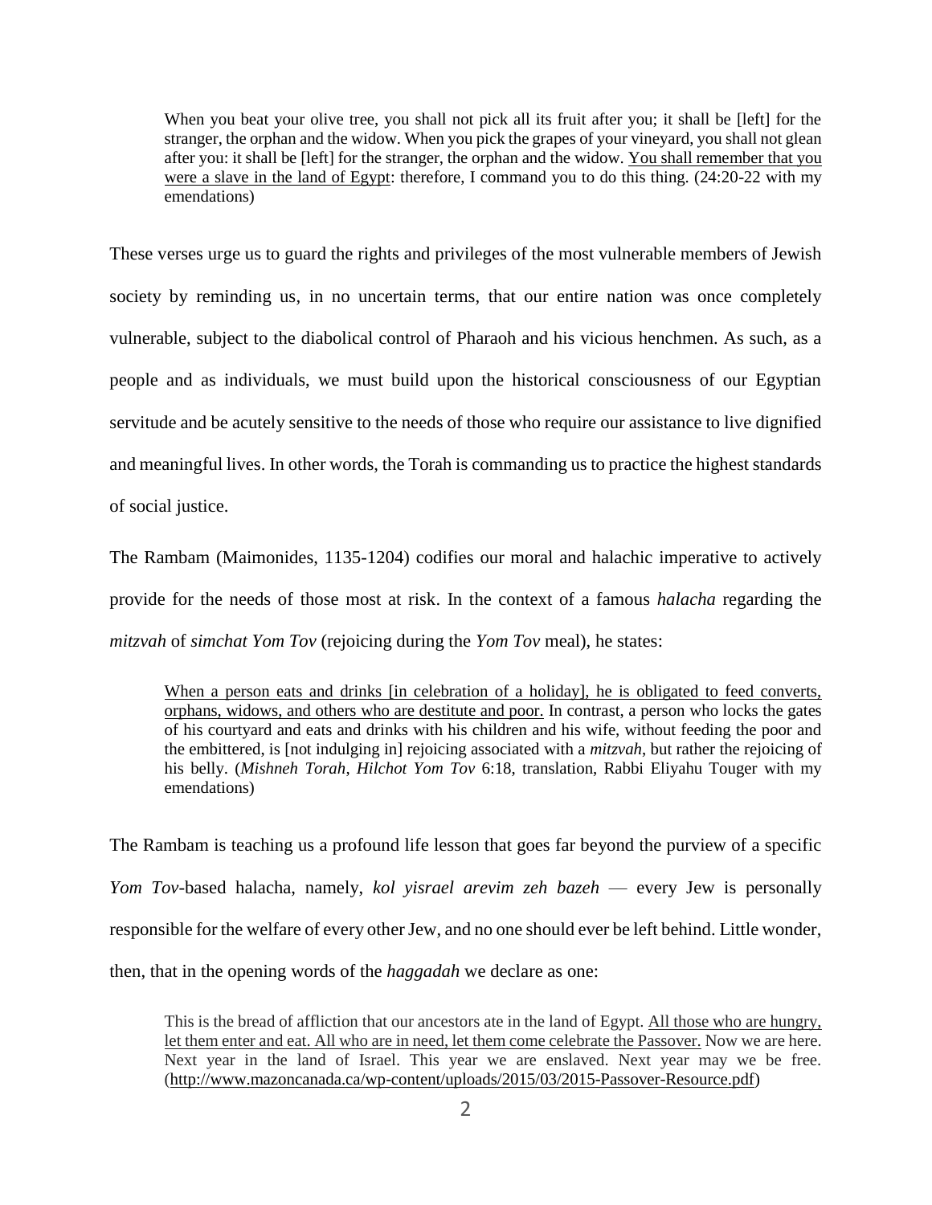> When you beat your olive tree, you shall not pick all its fruit after you; it shall be [left] for the stranger, the orphan and the widow. When you pick the grapes of your vineyard, you shall not glean after you: it shall be [left] for the stranger, the orphan and the widow. <u>You shall remember that you were a slave in the land of Egypt</u>: therefore, I command you to do this thing. (24:20-22 with my emendations)

These verses urge us to guard the rights and privileges of the most vulnerable members of Jewish society by reminding us, in no uncertain terms, that our entire nation was once completely vulnerable, subject to the diabolical control of Pharaoh and his vicious henchmen. As such, as a people and as individuals, we must build upon the historical consciousness of our Egyptian servitude and be acutely sensitive to the needs of those who require our assistance to live dignified and meaningful lives. In other words, the Torah is commanding us to practice the highest standards of social justice.

The Rambam (Maimonides, 1135-1204) codifies our moral and halachic imperative to actively provide for the needs of those most at risk. In the context of a famous *halacha* regarding the *mitzvah* of *simchat Yom Tov* (rejoicing during the *Yom Tov* meal), he states:

> <u>When a person eats and drinks [in celebration of a holiday], he is obligated to feed converts, orphans, widows, and others who are destitute and poor.</u> In contrast, a person who locks the gates of his courtyard and eats and drinks with his children and his wife, without feeding the poor and the embittered, is [not indulging in] rejoicing associated with a *mitzvah*, but rather the rejoicing of his belly. (*Mishneh Torah, Hilchot Yom Tov* 6:18, translation, Rabbi Eliyahu Touger with my emendations)

The Rambam is teaching us a profound life lesson that goes far beyond the purview of a specific *Yom Tov*-based halacha, namely, *kol yisrael arevim zeh bazeh* — every Jew is personally responsible for the welfare of every other Jew, and no one should ever be left behind. Little wonder, then, that in the opening words of the *haggadah* we declare as one:

> This is the bread of affliction that our ancestors ate in the land of Egypt. <u>All those who are hungry, let them enter and eat. All who are in need, let them come celebrate the Passover.</u> Now we are here. Next year in the land of Israel. This year we are enslaved. Next year may we be free. (http://www.mazoncanada.ca/wp-content/uploads/2015/03/2015-Passover-Resource.pdf)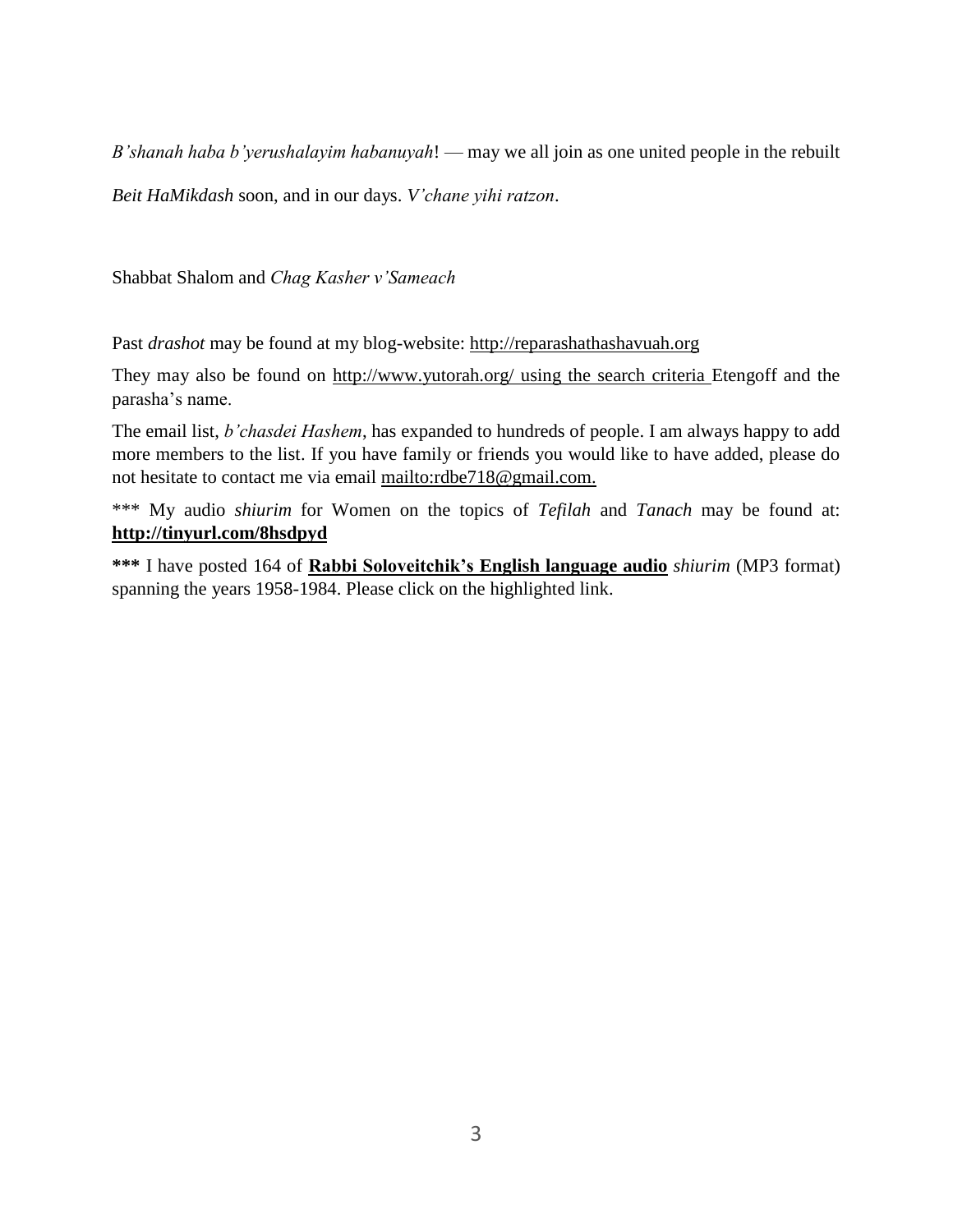*B'shanah haba b'yerushalayim habanuyah*! — may we all join as one united people in the rebuilt *Beit HaMikdash* soon, and in our days. *V'chane yihi ratzon*.

Shabbat Shalom and *Chag Kasher v'Sameach*

Past *drashot* may be found at my blog-website: http://reparashathashavuah.org

They may also be found on http://www.yutorah.org/ using the search criteria Etengoff and the parasha's name.

The email list, *b'chasdei Hashem*, has expanded to hundreds of people. I am always happy to add more members to the list. If you have family or friends you would like to have added, please do not hesitate to contact me via email mailto:rdbe718@gmail.com.

*** My audio *shiurim* for Women on the topics of *Tefilah* and *Tanach* may be found at: **http://tinyurl.com/8hsdpyd**

**\*\*\*** I have posted 164 of **Rabbi Soloveitchik's English language audio** *shiurim* (MP3 format) spanning the years 1958-1984. Please click on the highlighted link.